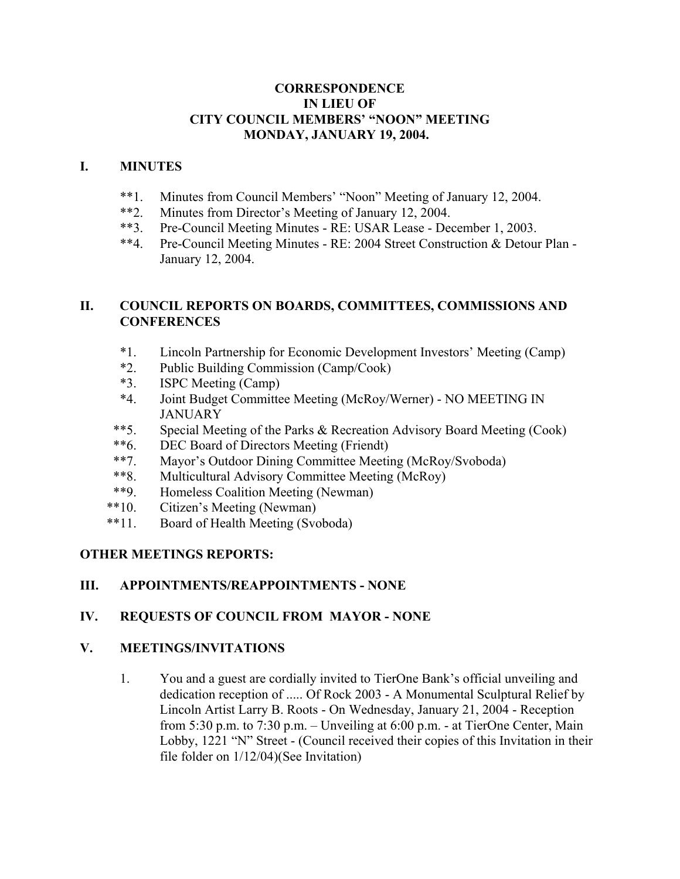**CORRESPONDENCE**
**IN LIEU OF**
**CITY COUNCIL MEMBERS' "NOON" MEETING**
**MONDAY, JANUARY 19, 2004.**

## I. MINUTES

- **1. Minutes from Council Members' "Noon" Meeting of January 12, 2004.
- **2. Minutes from Director's Meeting of January 12, 2004.
- **3. Pre-Council Meeting Minutes - RE: USAR Lease - December 1, 2003.
- **4. Pre-Council Meeting Minutes - RE: 2004 Street Construction & Detour Plan - January 12, 2004.

## II. COUNCIL REPORTS ON BOARDS, COMMITTEES, COMMISSIONS AND CONFERENCES

- *1. Lincoln Partnership for Economic Development Investors' Meeting (Camp)
- *2. Public Building Commission (Camp/Cook)
- *3. ISPC Meeting (Camp)
- *4. Joint Budget Committee Meeting (McRoy/Werner) - NO MEETING IN JANUARY
- **5. Special Meeting of the Parks & Recreation Advisory Board Meeting (Cook)
- **6. DEC Board of Directors Meeting (Friendt)
- **7. Mayor's Outdoor Dining Committee Meeting (McRoy/Svoboda)
- **8. Multicultural Advisory Committee Meeting (McRoy)
- **9. Homeless Coalition Meeting (Newman)
- **10. Citizen's Meeting (Newman)
- **11. Board of Health Meeting (Svoboda)

**OTHER MEETINGS REPORTS:**

## III. APPOINTMENTS/REAPPOINTMENTS - NONE

## IV. REQUESTS OF COUNCIL FROM MAYOR - NONE

## V. MEETINGS/INVITATIONS

1. You and a guest are cordially invited to TierOne Bank's official unveiling and dedication reception of ..... Of Rock 2003 - A Monumental Sculptural Relief by Lincoln Artist Larry B. Roots - On Wednesday, January 21, 2004 - Reception from 5:30 p.m. to 7:30 p.m. – Unveiling at 6:00 p.m. - at TierOne Center, Main Lobby, 1221 "N" Street - (Council received their copies of this Invitation in their file folder on 1/12/04)(See Invitation)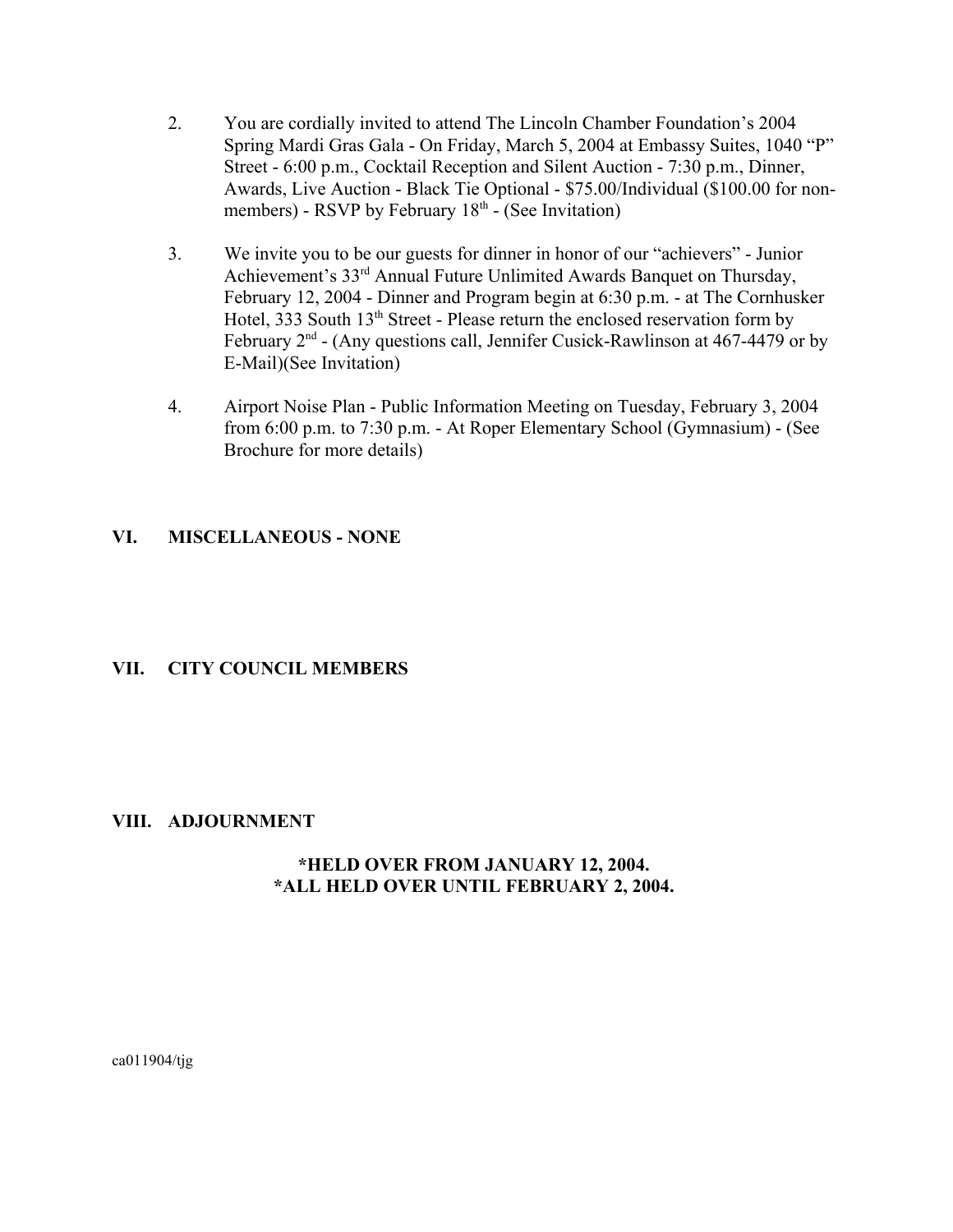2. You are cordially invited to attend The Lincoln Chamber Foundation's 2004 Spring Mardi Gras Gala - On Friday, March 5, 2004 at Embassy Suites, 1040 "P" Street - 6:00 p.m., Cocktail Reception and Silent Auction - 7:30 p.m., Dinner, Awards, Live Auction - Black Tie Optional - $75.00/Individual ($100.00 for non-members) - RSVP by February 18th - (See Invitation)

3. We invite you to be our guests for dinner in honor of our "achievers" - Junior Achievement's 33rd Annual Future Unlimited Awards Banquet on Thursday, February 12, 2004 - Dinner and Program begin at 6:30 p.m. - at The Cornhusker Hotel, 333 South 13th Street - Please return the enclosed reservation form by February 2nd - (Any questions call, Jennifer Cusick-Rawlinson at 467-4479 or by E-Mail)(See Invitation)

4. Airport Noise Plan - Public Information Meeting on Tuesday, February 3, 2004 from 6:00 p.m. to 7:30 p.m. - At Roper Elementary School (Gymnasium) - (See Brochure for more details)

## VI. MISCELLANEOUS - NONE

## VII. CITY COUNCIL MEMBERS

## VIII. ADJOURNMENT

**\*HELD OVER FROM JANUARY 12, 2004.**
**\*ALL HELD OVER UNTIL FEBRUARY 2, 2004.**

ca011904/tjg